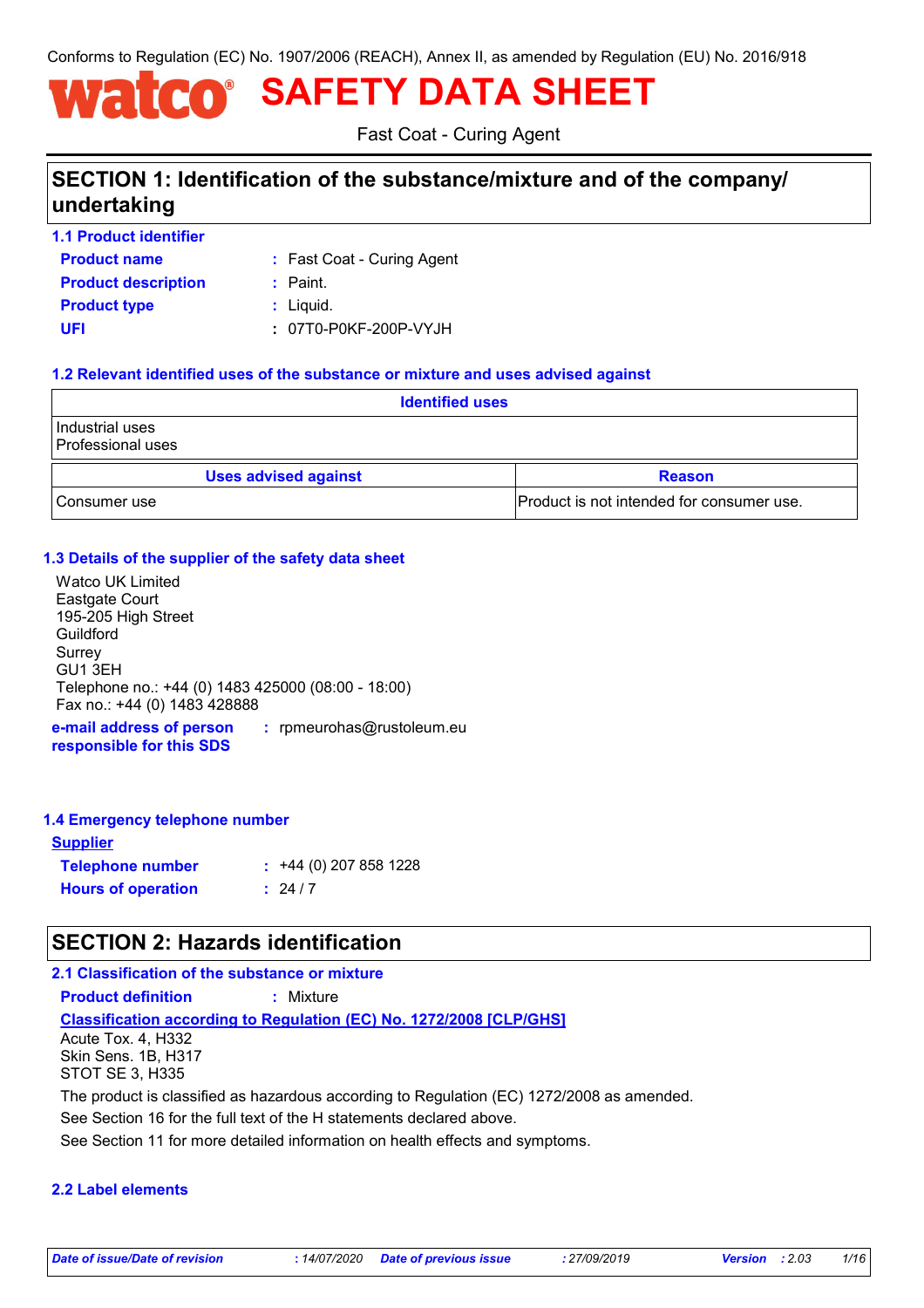Conforms to Regulation (EC) No. 1907/2006 (REACH), Annex II, as amended by Regulation (EU) No. 2016/918

# watco® SAFETY DATA SHEET

Fast Coat - Curing Agent

## SECTION 1: Identification of the substance/mixture and of the company/ undertaking

### 1.1 Product identifier

**Product name** : Fast Coat - Curing Agent

**Product description** : Paint.

**Product type** : Liquid.

**UFI** : 07T0-P0KF-200P-VYJH

### 1.2 Relevant identified uses of the substance or mixture and uses advised against

| Identified uses |
| --- |
| Industrial uses<br>Professional uses |

| Uses advised against | Reason |
| --- | --- |
| Consumer use | Product is not intended for consumer use. |

### 1.3 Details of the supplier of the safety data sheet

Watco UK Limited
Eastgate Court
195-205 High Street
Guildford
Surrey
GU1 3EH
Telephone no.: +44 (0) 1483 425000 (08:00 - 18:00)
Fax no.: +44 (0) 1483 428888

**e-mail address of person responsible for this SDS** : rpmeurohas@rustoleum.eu

### 1.4 Emergency telephone number

**Supplier**

**Telephone number** : +44 (0) 207 858 1228

**Hours of operation** : 24 / 7

## SECTION 2: Hazards identification

### 2.1 Classification of the substance or mixture

**Product definition** : Mixture

**Classification according to Regulation (EC) No. 1272/2008 [CLP/GHS]**

Acute Tox. 4, H332
Skin Sens. 1B, H317
STOT SE 3, H335

The product is classified as hazardous according to Regulation (EC) 1272/2008 as amended.

See Section 16 for the full text of the H statements declared above.

See Section 11 for more detailed information on health effects and symptoms.

### 2.2 Label elements

*Date of issue/Date of revision* : 14/07/2020 *Date of previous issue* : 27/09/2019 *Version* : 2.03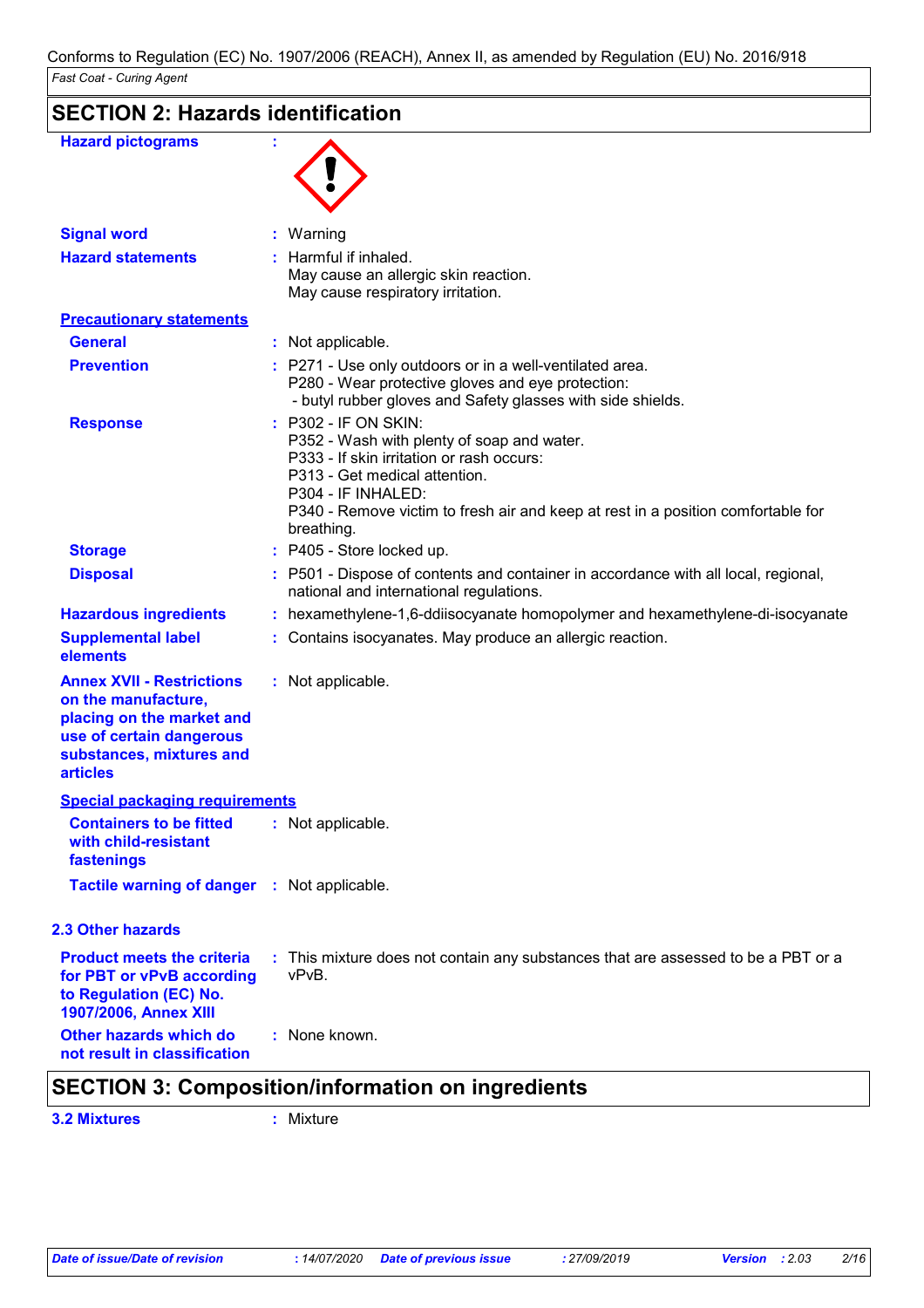## SECTION 2: Hazards identification

**Hazard pictograms** :

**Signal word** : Warning

**Hazard statements** : Harmful if inhaled.
May cause an allergic skin reaction.
May cause respiratory irritation.

**Precautionary statements**

**General** : Not applicable.

**Prevention** : P271 - Use only outdoors or in a well-ventilated area.
P280 - Wear protective gloves and eye protection:
- butyl rubber gloves and Safety glasses with side shields.

**Response** : P302 - IF ON SKIN:
P352 - Wash with plenty of soap and water.
P333 - If skin irritation or rash occurs:
P313 - Get medical attention.
P304 - IF INHALED:
P340 - Remove victim to fresh air and keep at rest in a position comfortable for breathing.

**Storage** : P405 - Store locked up.

**Disposal** : P501 - Dispose of contents and container in accordance with all local, regional, national and international regulations.

**Hazardous ingredients** : hexamethylene-1,6-ddiisocyanate homopolymer and hexamethylene-di-isocyanate

**Supplemental label elements** : Contains isocyanates. May produce an allergic reaction.

**Annex XVII - Restrictions on the manufacture, placing on the market and use of certain dangerous substances, mixtures and articles** : Not applicable.

**Special packaging requirements**

**Containers to be fitted with child-resistant fastenings** : Not applicable.

**Tactile warning of danger** : Not applicable.

### 2.3 Other hazards

**Product meets the criteria for PBT or vPvB according to Regulation (EC) No. 1907/2006, Annex XIII** : This mixture does not contain any substances that are assessed to be a PBT or a vPvB.

**Other hazards which do not result in classification** : None known.

## SECTION 3: Composition/information on ingredients

**3.2 Mixtures** : Mixture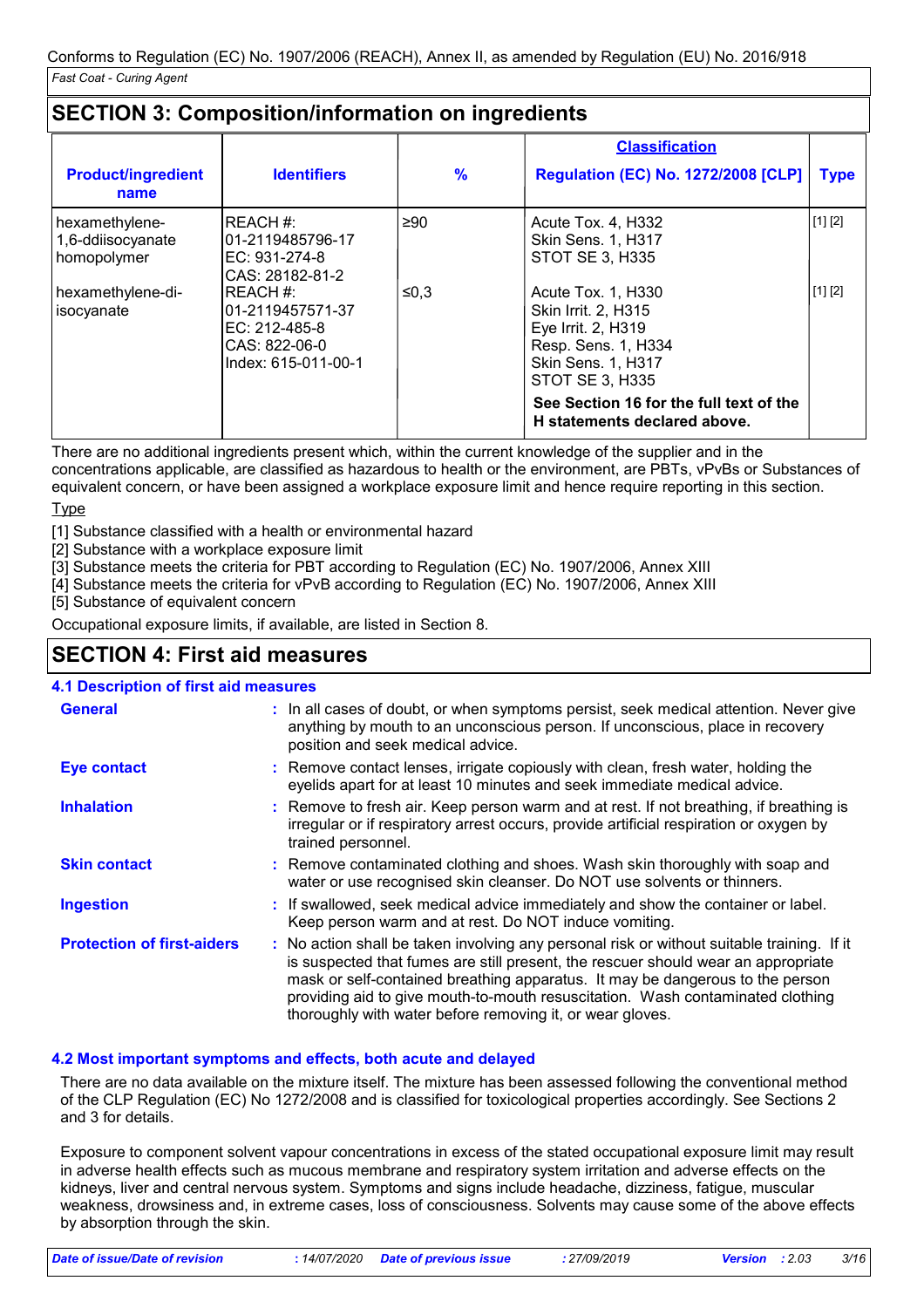## SECTION 3: Composition/information on ingredients

| Product/ingredient name | Identifiers | % | Classification<br>Regulation (EC) No. 1272/2008 [CLP] | Type |
|---|---|---|---|---|
| hexamethylene-1,6-ddiisocyanate homopolymer | REACH #: 01-2119485796-17<br>EC: 931-274-8<br>CAS: 28182-81-2 | ≥90 | Acute Tox. 4, H332<br>Skin Sens. 1, H317<br>STOT SE 3, H335 | [1] [2] |
| hexamethylene-di-isocyanate | REACH #: 01-2119457571-37<br>EC: 212-485-8<br>CAS: 822-06-0<br>Index: 615-011-00-1 | ≤0,3 | Acute Tox. 1, H330<br>Skin Irrit. 2, H315<br>Eye Irrit. 2, H319<br>Resp. Sens. 1, H334<br>Skin Sens. 1, H317<br>STOT SE 3, H335 | [1] [2] |
| | | | **See Section 16 for the full text of the H statements declared above.** | |

There are no additional ingredients present which, within the current knowledge of the supplier and in the concentrations applicable, are classified as hazardous to health or the environment, are PBTs, vPvBs or Substances of equivalent concern, or have been assigned a workplace exposure limit and hence require reporting in this section.

Type

[1] Substance classified with a health or environmental hazard
[2] Substance with a workplace exposure limit
[3] Substance meets the criteria for PBT according to Regulation (EC) No. 1907/2006, Annex XIII
[4] Substance meets the criteria for vPvB according to Regulation (EC) No. 1907/2006, Annex XIII
[5] Substance of equivalent concern

Occupational exposure limits, if available, are listed in Section 8.

## SECTION 4: First aid measures

### 4.1 Description of first aid measures

**General** : In all cases of doubt, or when symptoms persist, seek medical attention. Never give anything by mouth to an unconscious person. If unconscious, place in recovery position and seek medical advice.

**Eye contact** : Remove contact lenses, irrigate copiously with clean, fresh water, holding the eyelids apart for at least 10 minutes and seek immediate medical advice.

**Inhalation** : Remove to fresh air. Keep person warm and at rest. If not breathing, if breathing is irregular or if respiratory arrest occurs, provide artificial respiration or oxygen by trained personnel.

**Skin contact** : Remove contaminated clothing and shoes. Wash skin thoroughly with soap and water or use recognised skin cleanser. Do NOT use solvents or thinners.

**Ingestion** : If swallowed, seek medical advice immediately and show the container or label. Keep person warm and at rest. Do NOT induce vomiting.

**Protection of first-aiders** : No action shall be taken involving any personal risk or without suitable training. If it is suspected that fumes are still present, the rescuer should wear an appropriate mask or self-contained breathing apparatus. It may be dangerous to the person providing aid to give mouth-to-mouth resuscitation. Wash contaminated clothing thoroughly with water before removing it, or wear gloves.

### 4.2 Most important symptoms and effects, both acute and delayed

There are no data available on the mixture itself. The mixture has been assessed following the conventional method of the CLP Regulation (EC) No 1272/2008 and is classified for toxicological properties accordingly. See Sections 2 and 3 for details.

Exposure to component solvent vapour concentrations in excess of the stated occupational exposure limit may result in adverse health effects such as mucous membrane and respiratory system irritation and adverse effects on the kidneys, liver and central nervous system. Symptoms and signs include headache, dizziness, fatigue, muscular weakness, drowsiness and, in extreme cases, loss of consciousness. Solvents may cause some of the above effects by absorption through the skin.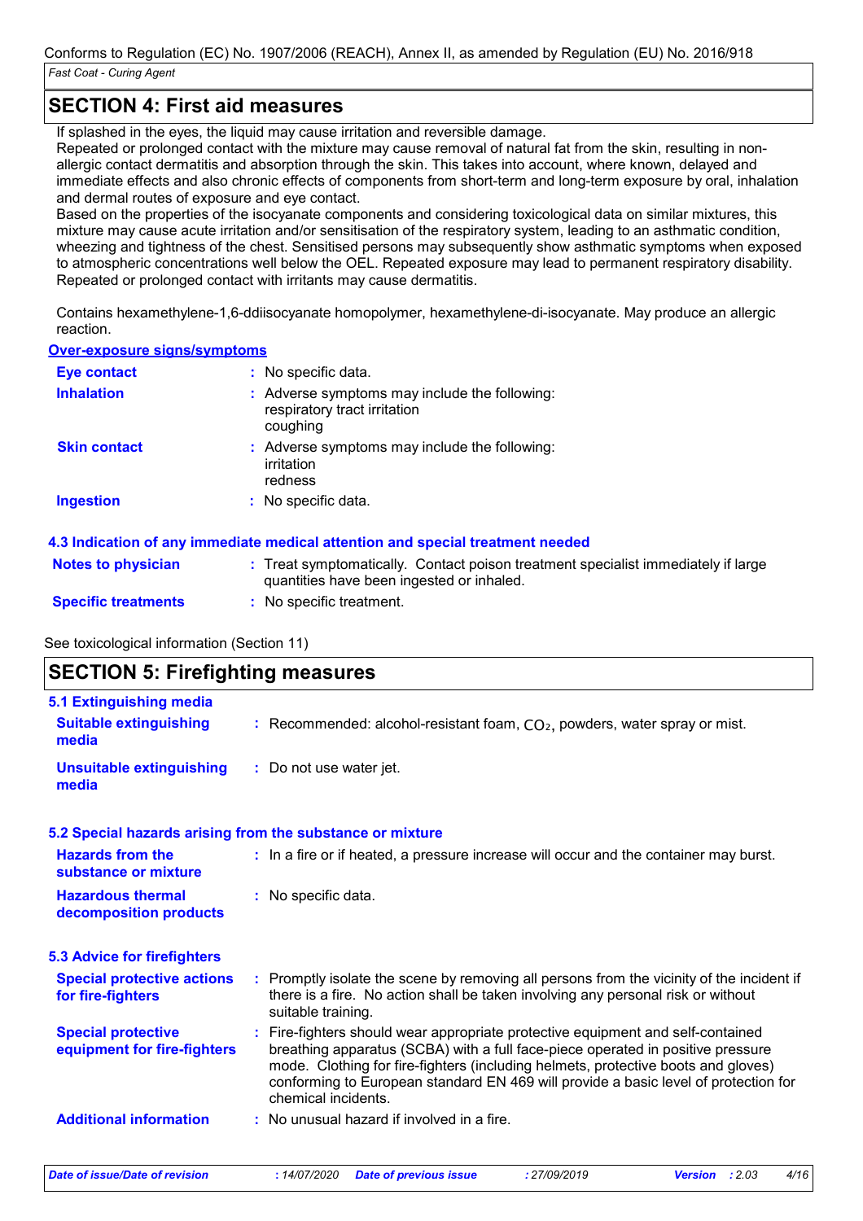## SECTION 4: First aid measures

If splashed in the eyes, the liquid may cause irritation and reversible damage.
Repeated or prolonged contact with the mixture may cause removal of natural fat from the skin, resulting in non-allergic contact dermatitis and absorption through the skin. This takes into account, where known, delayed and immediate effects and also chronic effects of components from short-term and long-term exposure by oral, inhalation and dermal routes of exposure and eye contact.
Based on the properties of the isocyanate components and considering toxicological data on similar mixtures, this mixture may cause acute irritation and/or sensitisation of the respiratory system, leading to an asthmatic condition, wheezing and tightness of the chest. Sensitised persons may subsequently show asthmatic symptoms when exposed to atmospheric concentrations well below the OEL. Repeated exposure may lead to permanent respiratory disability.
Repeated or prolonged contact with irritants may cause dermatitis.

Contains hexamethylene-1,6-ddiisocyanate homopolymer, hexamethylene-di-isocyanate. May produce an allergic reaction.

**Over-exposure signs/symptoms**

**Eye contact** : No specific data.

**Inhalation** : Adverse symptoms may include the following:
respiratory tract irritation
coughing

**Skin contact** : Adverse symptoms may include the following:
irritation
redness

**Ingestion** : No specific data.

### 4.3 Indication of any immediate medical attention and special treatment needed

**Notes to physician** : Treat symptomatically. Contact poison treatment specialist immediately if large quantities have been ingested or inhaled.

**Specific treatments** : No specific treatment.

See toxicological information (Section 11)

## SECTION 5: Firefighting measures

### 5.1 Extinguishing media

**Suitable extinguishing media** : Recommended: alcohol-resistant foam, $CO_2$, powders, water spray or mist.

**Unsuitable extinguishing media** : Do not use water jet.

### 5.2 Special hazards arising from the substance or mixture

**Hazards from the substance or mixture** : In a fire or if heated, a pressure increase will occur and the container may burst.

**Hazardous thermal decomposition products** : No specific data.

### 5.3 Advice for firefighters

**Special protective actions for fire-fighters** : Promptly isolate the scene by removing all persons from the vicinity of the incident if there is a fire. No action shall be taken involving any personal risk or without suitable training.

**Special protective equipment for fire-fighters** : Fire-fighters should wear appropriate protective equipment and self-contained breathing apparatus (SCBA) with a full face-piece operated in positive pressure mode. Clothing for fire-fighters (including helmets, protective boots and gloves) conforming to European standard EN 469 will provide a basic level of protection for chemical incidents.

**Additional information** : No unusual hazard if involved in a fire.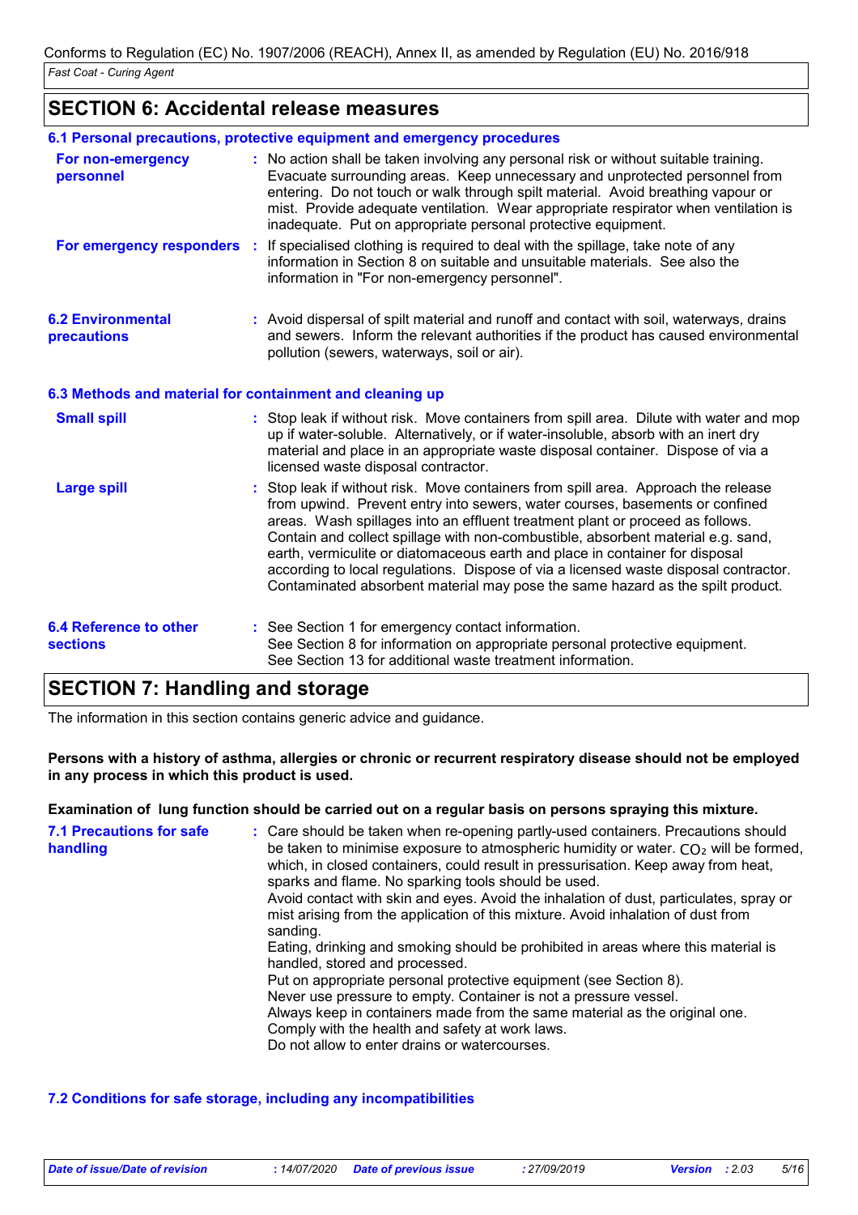## SECTION 6: Accidental release measures

### 6.1 Personal precautions, protective equipment and emergency procedures

**For non-emergency personnel** : No action shall be taken involving any personal risk or without suitable training. Evacuate surrounding areas. Keep unnecessary and unprotected personnel from entering. Do not touch or walk through spilt material. Avoid breathing vapour or mist. Provide adequate ventilation. Wear appropriate respirator when ventilation is inadequate. Put on appropriate personal protective equipment.

**For emergency responders** : If specialised clothing is required to deal with the spillage, take note of any information in Section 8 on suitable and unsuitable materials. See also the information in "For non-emergency personnel".

### 6.2 Environmental precautions

: Avoid dispersal of spilt material and runoff and contact with soil, waterways, drains and sewers. Inform the relevant authorities if the product has caused environmental pollution (sewers, waterways, soil or air).

### 6.3 Methods and material for containment and cleaning up

**Small spill** : Stop leak if without risk. Move containers from spill area. Dilute with water and mop up if water-soluble. Alternatively, or if water-insoluble, absorb with an inert dry material and place in an appropriate waste disposal container. Dispose of via a licensed waste disposal contractor.

**Large spill** : Stop leak if without risk. Move containers from spill area. Approach the release from upwind. Prevent entry into sewers, water courses, basements or confined areas. Wash spillages into an effluent treatment plant or proceed as follows. Contain and collect spillage with non-combustible, absorbent material e.g. sand, earth, vermiculite or diatomaceous earth and place in container for disposal according to local regulations. Dispose of via a licensed waste disposal contractor. Contaminated absorbent material may pose the same hazard as the spilt product.

### 6.4 Reference to other sections

: See Section 1 for emergency contact information.
See Section 8 for information on appropriate personal protective equipment.
See Section 13 for additional waste treatment information.

## SECTION 7: Handling and storage

The information in this section contains generic advice and guidance.

**Persons with a history of asthma, allergies or chronic or recurrent respiratory disease should not be employed in any process in which this product is used.**

**Examination of lung function should be carried out on a regular basis on persons spraying this mixture.**

### 7.1 Precautions for safe handling

: Care should be taken when re-opening partly-used containers. Precautions should be taken to minimise exposure to atmospheric humidity or water. $CO_2$ will be formed, which, in closed containers, could result in pressurisation. Keep away from heat, sparks and flame. No sparking tools should be used.
Avoid contact with skin and eyes. Avoid the inhalation of dust, particulates, spray or mist arising from the application of this mixture. Avoid inhalation of dust from sanding.
Eating, drinking and smoking should be prohibited in areas where this material is handled, stored and processed.
Put on appropriate personal protective equipment (see Section 8).
Never use pressure to empty. Container is not a pressure vessel.
Always keep in containers made from the same material as the original one.
Comply with the health and safety at work laws.
Do not allow to enter drains or watercourses.

### 7.2 Conditions for safe storage, including any incompatibilities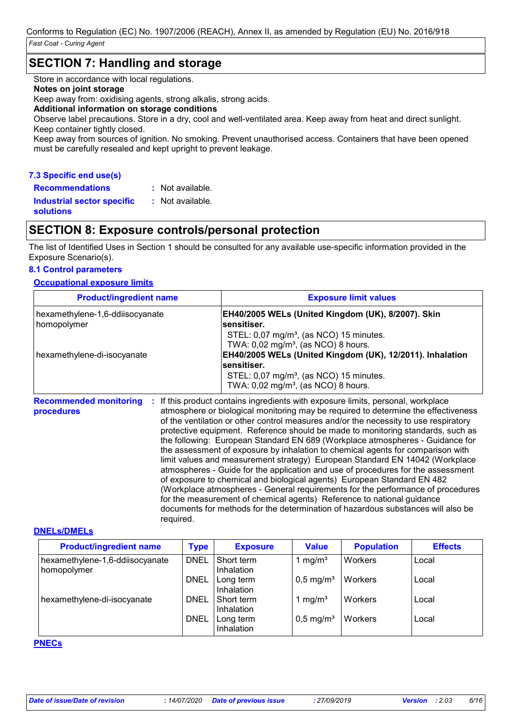## SECTION 7: Handling and storage

Store in accordance with local regulations.

**Notes on joint storage**

Keep away from: oxidising agents, strong alkalis, strong acids.

**Additional information on storage conditions**

Observe label precautions. Store in a dry, cool and well-ventilated area. Keep away from heat and direct sunlight. Keep container tightly closed.

Keep away from sources of ignition. No smoking. Prevent unauthorised access. Containers that have been opened must be carefully resealed and kept upright to prevent leakage.

### 7.3 Specific end use(s)

**Recommendations** : Not available.

**Industrial sector specific solutions** : Not available.

## SECTION 8: Exposure controls/personal protection

The list of Identified Uses in Section 1 should be consulted for any available use-specific information provided in the Exposure Scenario(s).

### 8.1 Control parameters

**Occupational exposure limits**

| Product/ingredient name | Exposure limit values |
|---|---|
| hexamethylene-1,6-ddiisocyanate homopolymer | **EH40/2005 WELs (United Kingdom (UK), 8/2007). Skin sensitiser.** STEL: 0,07 mg/m³, (as NCO) 15 minutes. TWA: 0,02 mg/m³, (as NCO) 8 hours. |
| hexamethylene-di-isocyanate | **EH40/2005 WELs (United Kingdom (UK), 12/2011). Inhalation sensitiser.** STEL: 0,07 mg/m³, (as NCO) 15 minutes. TWA: 0,02 mg/m³, (as NCO) 8 hours. |

**Recommended monitoring procedures** : If this product contains ingredients with exposure limits, personal, workplace atmosphere or biological monitoring may be required to determine the effectiveness of the ventilation or other control measures and/or the necessity to use respiratory protective equipment. Reference should be made to monitoring standards, such as the following: European Standard EN 689 (Workplace atmospheres - Guidance for the assessment of exposure by inhalation to chemical agents for comparison with limit values and measurement strategy) European Standard EN 14042 (Workplace atmospheres - Guide for the application and use of procedures for the assessment of exposure to chemical and biological agents) European Standard EN 482 (Workplace atmospheres - General requirements for the performance of procedures for the measurement of chemical agents) Reference to national guidance documents for methods for the determination of hazardous substances will also be required.

**DNELs/DMELs**

| Product/ingredient name | Type | Exposure | Value | Population | Effects |
|---|---|---|---|---|---|
| hexamethylene-1,6-ddiisocyanate homopolymer | DNEL | Short term Inhalation | 1 mg/m³ | Workers | Local |
| | DNEL | Long term Inhalation | 0,5 mg/m³ | Workers | Local |
| hexamethylene-di-isocyanate | DNEL | Short term Inhalation | 1 mg/m³ | Workers | Local |
| | DNEL | Long term Inhalation | 0,5 mg/m³ | Workers | Local |

**PNECs**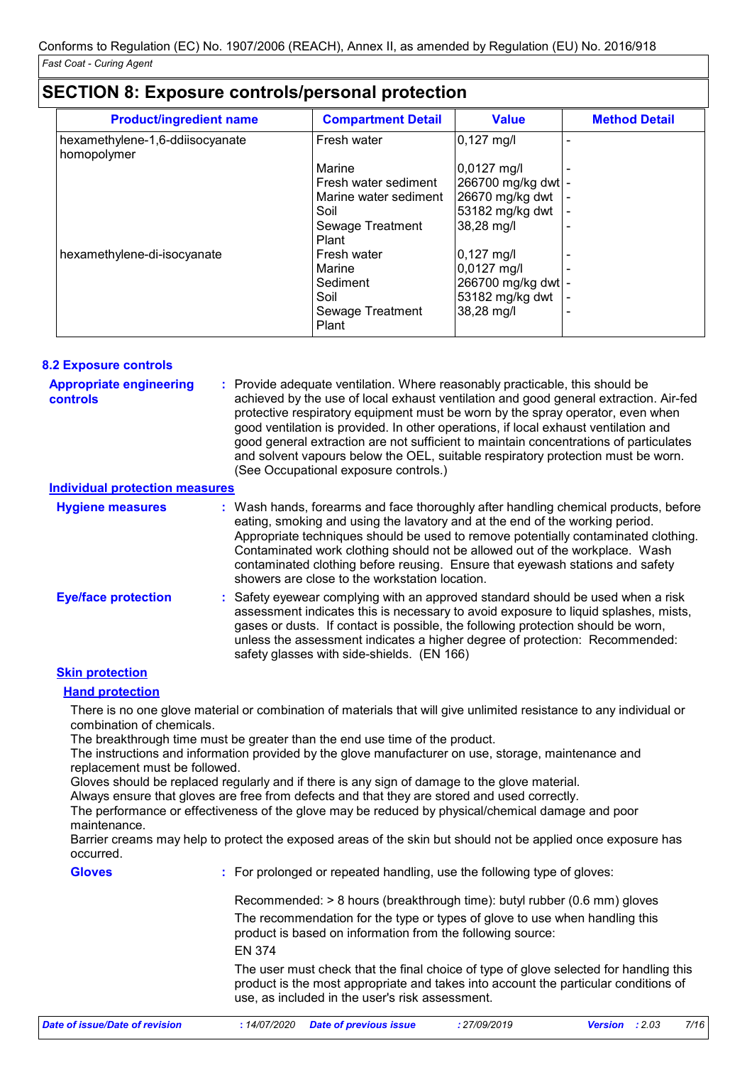## SECTION 8: Exposure controls/personal protection

| Product/ingredient name | Compartment Detail | Value | Method Detail |
|---|---|---|---|
| hexamethylene-1,6-ddiisocyanate homopolymer | Fresh water | 0,127 mg/l | - |
| | Marine | 0,0127 mg/l | - |
| | Fresh water sediment | 266700 mg/kg dwt | - |
| | Marine water sediment | 26670 mg/kg dwt | - |
| | Soil | 53182 mg/kg dwt | - |
| | Sewage Treatment Plant | 38,28 mg/l | - |
| hexamethylene-di-isocyanate | Fresh water | 0,127 mg/l | - |
| | Marine | 0,0127 mg/l | - |
| | Sediment | 266700 mg/kg dwt | - |
| | Soil | 53182 mg/kg dwt | - |
| | Sewage Treatment Plant | 38,28 mg/l | - |

### 8.2 Exposure controls

**Appropriate engineering controls** : Provide adequate ventilation. Where reasonably practicable, this should be achieved by the use of local exhaust ventilation and good general extraction. Air-fed protective respiratory equipment must be worn by the spray operator, even when good ventilation is provided. In other operations, if local exhaust ventilation and good general extraction are not sufficient to maintain concentrations of particulates and solvent vapours below the OEL, suitable respiratory protection must be worn. (See Occupational exposure controls.)

**Individual protection measures**

**Hygiene measures** : Wash hands, forearms and face thoroughly after handling chemical products, before eating, smoking and using the lavatory and at the end of the working period. Appropriate techniques should be used to remove potentially contaminated clothing. Contaminated work clothing should not be allowed out of the workplace. Wash contaminated clothing before reusing. Ensure that eyewash stations and safety showers are close to the workstation location.

**Eye/face protection** : Safety eyewear complying with an approved standard should be used when a risk assessment indicates this is necessary to avoid exposure to liquid splashes, mists, gases or dusts. If contact is possible, the following protection should be worn, unless the assessment indicates a higher degree of protection: Recommended: safety glasses with side-shields. (EN 166)

**Skin protection**

**Hand protection**

There is no one glove material or combination of materials that will give unlimited resistance to any individual or combination of chemicals.
The breakthrough time must be greater than the end use time of the product.
The instructions and information provided by the glove manufacturer on use, storage, maintenance and replacement must be followed.
Gloves should be replaced regularly and if there is any sign of damage to the glove material.
Always ensure that gloves are free from defects and that they are stored and used correctly.
The performance or effectiveness of the glove may be reduced by physical/chemical damage and poor maintenance.
Barrier creams may help to protect the exposed areas of the skin but should not be applied once exposure has occurred.

**Gloves** : For prolonged or repeated handling, use the following type of gloves:

Recommended: > 8 hours (breakthrough time): butyl rubber (0.6 mm) gloves

The recommendation for the type or types of glove to use when handling this product is based on information from the following source:

EN 374

The user must check that the final choice of type of glove selected for handling this product is the most appropriate and takes into account the particular conditions of use, as included in the user's risk assessment.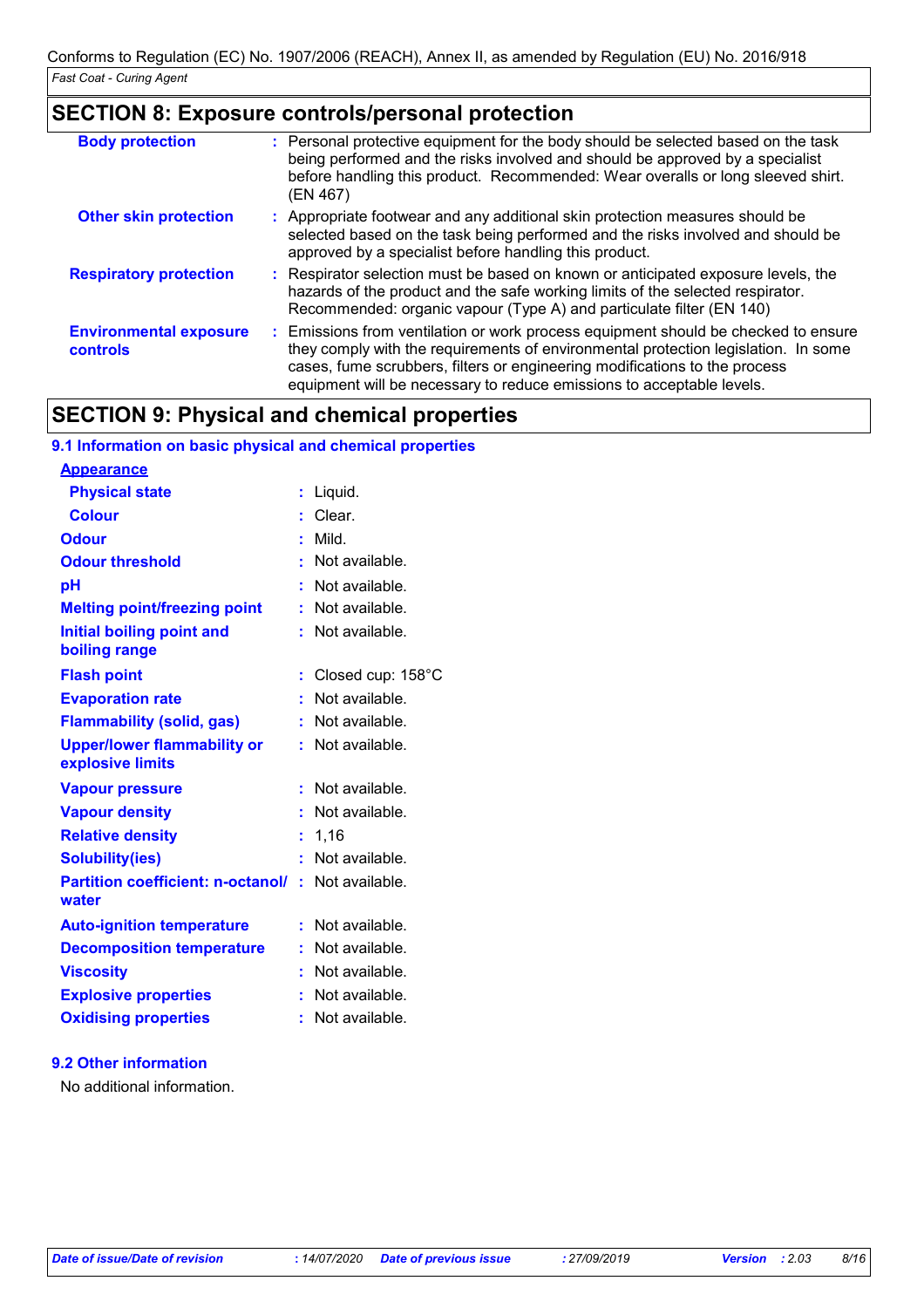## SECTION 8: Exposure controls/personal protection

| | | |
|---|---|---|
| **Body protection** | : | Personal protective equipment for the body should be selected based on the task being performed and the risks involved and should be approved by a specialist before handling this product. Recommended: Wear overalls or long sleeved shirt. (EN 467) |
| **Other skin protection** | : | Appropriate footwear and any additional skin protection measures should be selected based on the task being performed and the risks involved and should be approved by a specialist before handling this product. |
| **Respiratory protection** | : | Respirator selection must be based on known or anticipated exposure levels, the hazards of the product and the safe working limits of the selected respirator. Recommended: organic vapour (Type A) and particulate filter (EN 140) |
| **Environmental exposure controls** | : | Emissions from ventilation or work process equipment should be checked to ensure they comply with the requirements of environmental protection legislation. In some cases, fume scrubbers, filters or engineering modifications to the process equipment will be necessary to reduce emissions to acceptable levels. |

## SECTION 9: Physical and chemical properties

### 9.1 Information on basic physical and chemical properties

**Appearance**

| | | |
|---|---|---|
| **Physical state** | : | Liquid. |
| **Colour** | : | Clear. |
| **Odour** | : | Mild. |
| **Odour threshold** | : | Not available. |
| **pH** | : | Not available. |
| **Melting point/freezing point** | : | Not available. |
| **Initial boiling point and boiling range** | : | Not available. |
| **Flash point** | : | Closed cup: 158°C |
| **Evaporation rate** | : | Not available. |
| **Flammability (solid, gas)** | : | Not available. |
| **Upper/lower flammability or explosive limits** | : | Not available. |
| **Vapour pressure** | : | Not available. |
| **Vapour density** | : | Not available. |
| **Relative density** | : | 1,16 |
| **Solubility(ies)** | : | Not available. |
| **Partition coefficient: n-octanol/water** | : | Not available. |
| **Auto-ignition temperature** | : | Not available. |
| **Decomposition temperature** | : | Not available. |
| **Viscosity** | : | Not available. |
| **Explosive properties** | : | Not available. |
| **Oxidising properties** | : | Not available. |

### 9.2 Other information

No additional information.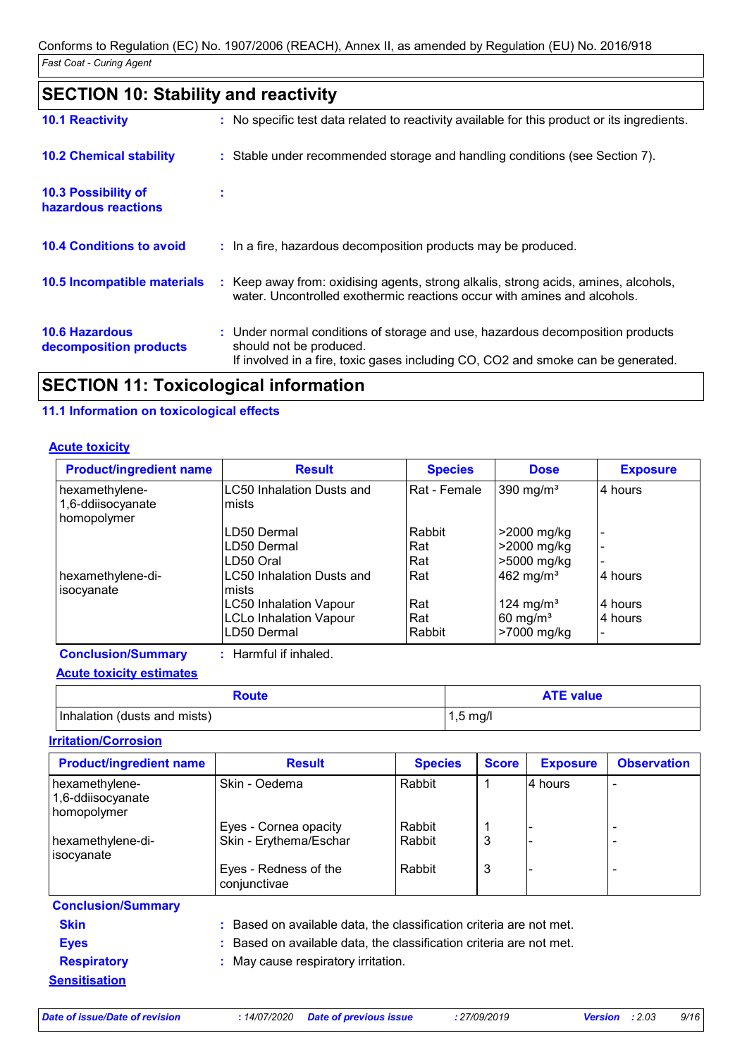## SECTION 10: Stability and reactivity

**10.1 Reactivity** : No specific test data related to reactivity available for this product or its ingredients.

**10.2 Chemical stability** : Stable under recommended storage and handling conditions (see Section 7).

**10.3 Possibility of hazardous reactions** :

**10.4 Conditions to avoid** : In a fire, hazardous decomposition products may be produced.

**10.5 Incompatible materials** : Keep away from: oxidising agents, strong alkalis, strong acids, amines, alcohols, water. Uncontrolled exothermic reactions occur with amines and alcohols.

**10.6 Hazardous decomposition products** : Under normal conditions of storage and use, hazardous decomposition products should not be produced.
If involved in a fire, toxic gases including CO, CO2 and smoke can be generated.

## SECTION 11: Toxicological information

### 11.1 Information on toxicological effects

**Acute toxicity**

| Product/ingredient name | Result | Species | Dose | Exposure |
|---|---|---|---|---|
| hexamethylene-1,6-ddiisocyanate homopolymer | LC50 Inhalation Dusts and mists | Rat - Female | 390 mg/m³ | 4 hours |
| | LD50 Dermal | Rabbit | >2000 mg/kg | - |
| | LD50 Dermal | Rat | >2000 mg/kg | - |
| | LD50 Oral | Rat | >5000 mg/kg | - |
| hexamethylene-di-isocyanate | LC50 Inhalation Dusts and mists | Rat | 462 mg/m³ | 4 hours |
| | LC50 Inhalation Vapour | Rat | 124 mg/m³ | 4 hours |
| | LCLo Inhalation Vapour | Rat | 60 mg/m³ | 4 hours |
| | LD50 Dermal | Rabbit | >7000 mg/kg | - |

**Conclusion/Summary** : Harmful if inhaled.

**Acute toxicity estimates**

| Route | ATE value |
|---|---|
| Inhalation (dusts and mists) | 1,5 mg/l |

**Irritation/Corrosion**

| Product/ingredient name | Result | Species | Score | Exposure | Observation |
|---|---|---|---|---|---|
| hexamethylene-1,6-ddiisocyanate homopolymer | Skin - Oedema | Rabbit | 1 | 4 hours | - |
| | Eyes - Cornea opacity | Rabbit | 1 | - | - |
| hexamethylene-di-isocyanate | Skin - Erythema/Eschar | Rabbit | 3 | - | - |
| | Eyes - Redness of the conjunctivae | Rabbit | 3 | - | - |

**Conclusion/Summary**

**Skin** : Based on available data, the classification criteria are not met.

**Eyes** : Based on available data, the classification criteria are not met.

**Respiratory** : May cause respiratory irritation.

**Sensitisation**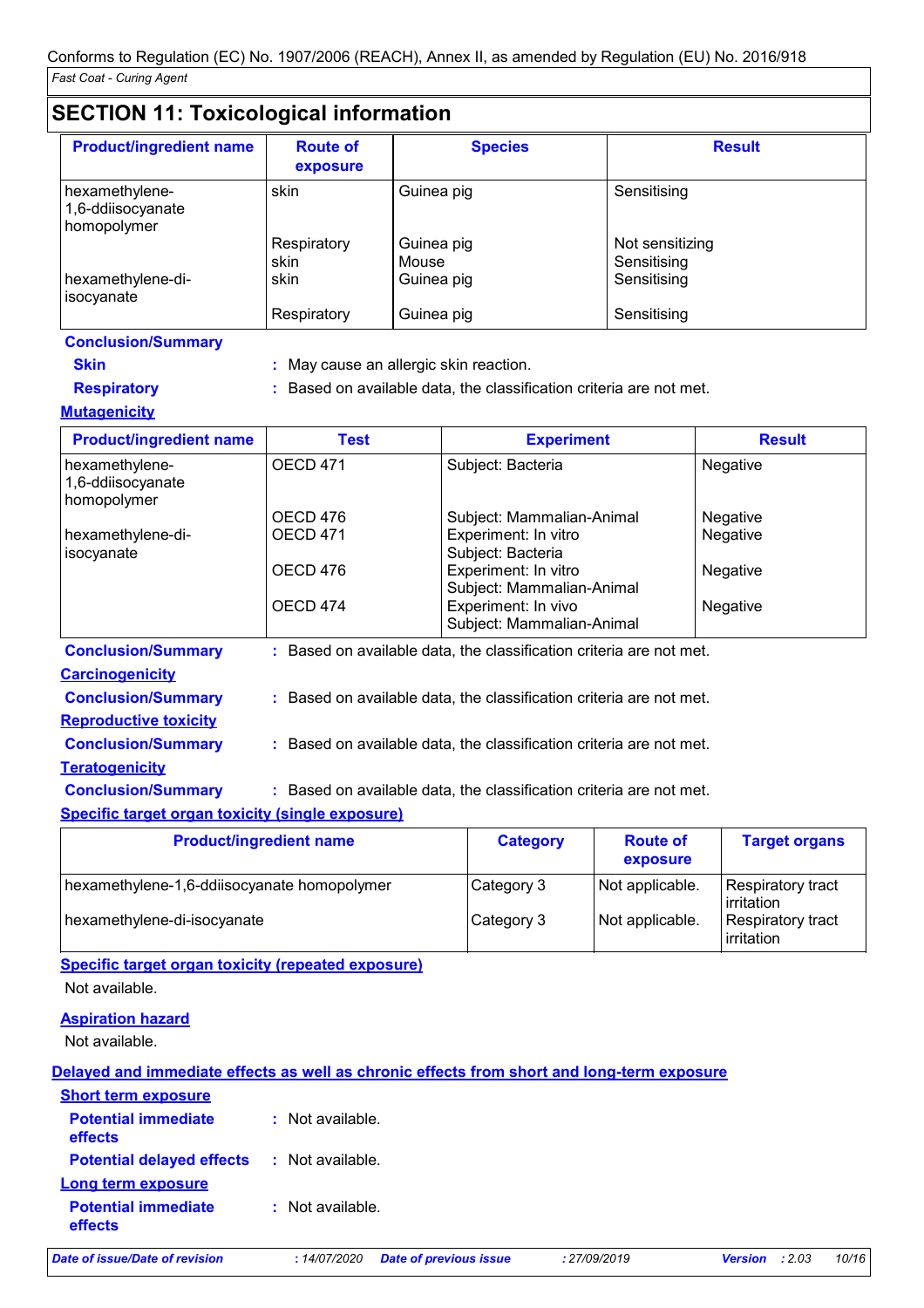## SECTION 11: Toxicological information

| Product/ingredient name | Route of exposure | Species | Result |
| --- | --- | --- | --- |
| hexamethylene-1,6-ddiisocyanate homopolymer | skin | Guinea pig | Sensitising |
| | Respiratory | Guinea pig | Not sensitizing |
| | skin | Mouse | Sensitising |
| hexamethylene-di-isocyanate | skin | Guinea pig | Sensitising |
| | Respiratory | Guinea pig | Sensitising |

**Conclusion/Summary**

**Skin** : May cause an allergic skin reaction.

**Respiratory** : Based on available data, the classification criteria are not met.

**Mutagenicity**

| Product/ingredient name | Test | Experiment | Result |
| --- | --- | --- | --- |
| hexamethylene-1,6-ddiisocyanate homopolymer | OECD 471 | Subject: Bacteria | Negative |
| | OECD 476 | Subject: Mammalian-Animal | Negative |
| hexamethylene-di-isocyanate | OECD 471 | Experiment: In vitro Subject: Bacteria | Negative |
| | OECD 476 | Experiment: In vitro Subject: Mammalian-Animal | Negative |
| | OECD 474 | Experiment: In vivo Subject: Mammalian-Animal | Negative |

**Conclusion/Summary** : Based on available data, the classification criteria are not met.

**Carcinogenicity**

**Conclusion/Summary** : Based on available data, the classification criteria are not met.

**Reproductive toxicity**

**Conclusion/Summary** : Based on available data, the classification criteria are not met.

**Teratogenicity**

**Conclusion/Summary** : Based on available data, the classification criteria are not met.

**Specific target organ toxicity (single exposure)**

| Product/ingredient name | Category | Route of exposure | Target organs |
| --- | --- | --- | --- |
| hexamethylene-1,6-ddiisocyanate homopolymer | Category 3 | Not applicable. | Respiratory tract irritation |
| hexamethylene-di-isocyanate | Category 3 | Not applicable. | Respiratory tract irritation |

**Specific target organ toxicity (repeated exposure)**

Not available.

**Aspiration hazard**

Not available.

**Delayed and immediate effects as well as chronic effects from short and long-term exposure**

**Short term exposure**

**Potential immediate effects** : Not available.

**Potential delayed effects** : Not available.

**Long term exposure**

**Potential immediate effects** : Not available.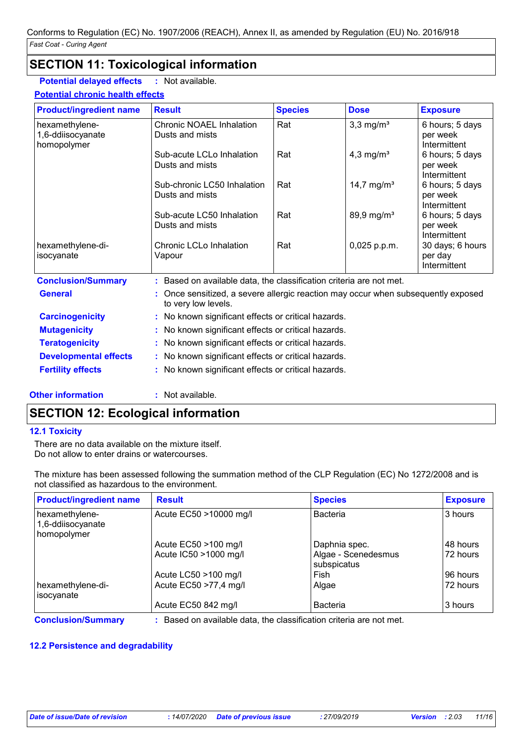# SECTION 11: Toxicological information

**Potential delayed effects** : Not available.

**Potential chronic health effects**

| Product/ingredient name | Result | Species | Dose | Exposure |
|---|---|---|---|---|
| hexamethylene-1,6-ddiisocyanate homopolymer | Chronic NOAEL Inhalation Dusts and mists | Rat | 3,3 mg/m³ | 6 hours; 5 days per week Intermittent |
| | Sub-acute LCLo Inhalation Dusts and mists | Rat | 4,3 mg/m³ | 6 hours; 5 days per week Intermittent |
| | Sub-chronic LC50 Inhalation Dusts and mists | Rat | 14,7 mg/m³ | 6 hours; 5 days per week Intermittent |
| | Sub-acute LC50 Inhalation Dusts and mists | Rat | 89,9 mg/m³ | 6 hours; 5 days per week Intermittent |
| hexamethylene-di-isocyanate | Chronic LCLo Inhalation Vapour | Rat | 0,025 p.p.m. | 30 days; 6 hours per day Intermittent |

**Conclusion/Summary** : Based on available data, the classification criteria are not met.

**General** : Once sensitized, a severe allergic reaction may occur when subsequently exposed to very low levels.

**Carcinogenicity** : No known significant effects or critical hazards.

**Mutagenicity** : No known significant effects or critical hazards.

**Teratogenicity** : No known significant effects or critical hazards.

**Developmental effects** : No known significant effects or critical hazards.

**Fertility effects** : No known significant effects or critical hazards.

**Other information** : Not available.

# SECTION 12: Ecological information

## 12.1 Toxicity

There are no data available on the mixture itself.
Do not allow to enter drains or watercourses.

The mixture has been assessed following the summation method of the CLP Regulation (EC) No 1272/2008 and is not classified as hazardous to the environment.

| Product/ingredient name | Result | Species | Exposure |
|---|---|---|---|
| hexamethylene-1,6-ddiisocyanate homopolymer | Acute EC50 >10000 mg/l | Bacteria | 3 hours |
| | Acute EC50 >100 mg/l | Daphnia spec. | 48 hours |
| | Acute IC50 >1000 mg/l | Algae - Scenedesmus subspicatus | 72 hours |
| | Acute LC50 >100 mg/l | Fish | 96 hours |
| hexamethylene-di-isocyanate | Acute EC50 >77,4 mg/l | Algae | 72 hours |
| | Acute EC50 842 mg/l | Bacteria | 3 hours |

**Conclusion/Summary** : Based on available data, the classification criteria are not met.

## 12.2 Persistence and degradability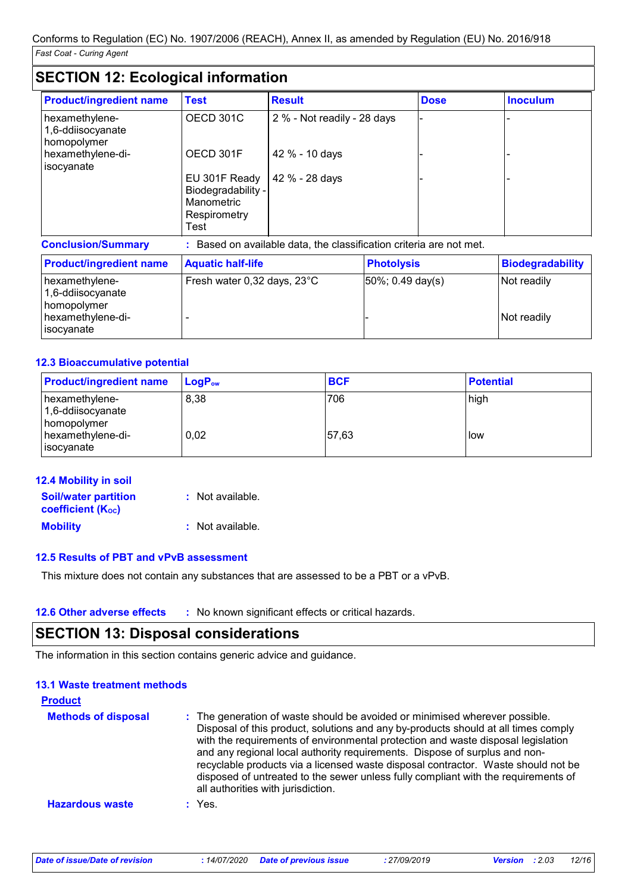## SECTION 12: Ecological information

| Product/ingredient name | Test | Result | Dose | Inoculum |
|---|---|---|---|---|
| hexamethylene-1,6-ddiisocyanate homopolymer | OECD 301C | 2 % - Not readily - 28 days | - | - |
| hexamethylene-di-isocyanate | OECD 301F | 42 % - 10 days | - | - |
| | EU 301F Ready Biodegradability - Manometric Respirometry Test | 42 % - 28 days | - | - |

**Conclusion/Summary** : Based on available data, the classification criteria are not met.

| Product/ingredient name | Aquatic half-life | Photolysis | Biodegradability |
|---|---|---|---|
| hexamethylene-1,6-ddiisocyanate homopolymer | Fresh water 0,32 days, 23°C | 50%; 0.49 day(s) | Not readily |
| hexamethylene-di-isocyanate | - | - | Not readily |

### 12.3 Bioaccumulative potential

| Product/ingredient name | $LogP_{ow}$ | BCF | Potential |
|---|---|---|---|
| hexamethylene-1,6-ddiisocyanate homopolymer | 8,38 | 706 | high |
| hexamethylene-di-isocyanate | 0,02 | 57,63 | low |

### 12.4 Mobility in soil

**Soil/water partition coefficient ($K_{OC}$)** : Not available.

**Mobility** : Not available.

### 12.5 Results of PBT and vPvB assessment

This mixture does not contain any substances that are assessed to be a PBT or a vPvB.

### 12.6 Other adverse effects : No known significant effects or critical hazards.

## SECTION 13: Disposal considerations

The information in this section contains generic advice and guidance.

### 13.1 Waste treatment methods

**Product**

**Methods of disposal** : The generation of waste should be avoided or minimised wherever possible. Disposal of this product, solutions and any by-products should at all times comply with the requirements of environmental protection and waste disposal legislation and any regional local authority requirements. Dispose of surplus and non-recyclable products via a licensed waste disposal contractor. Waste should not be disposed of untreated to the sewer unless fully compliant with the requirements of all authorities with jurisdiction.

**Hazardous waste** : Yes.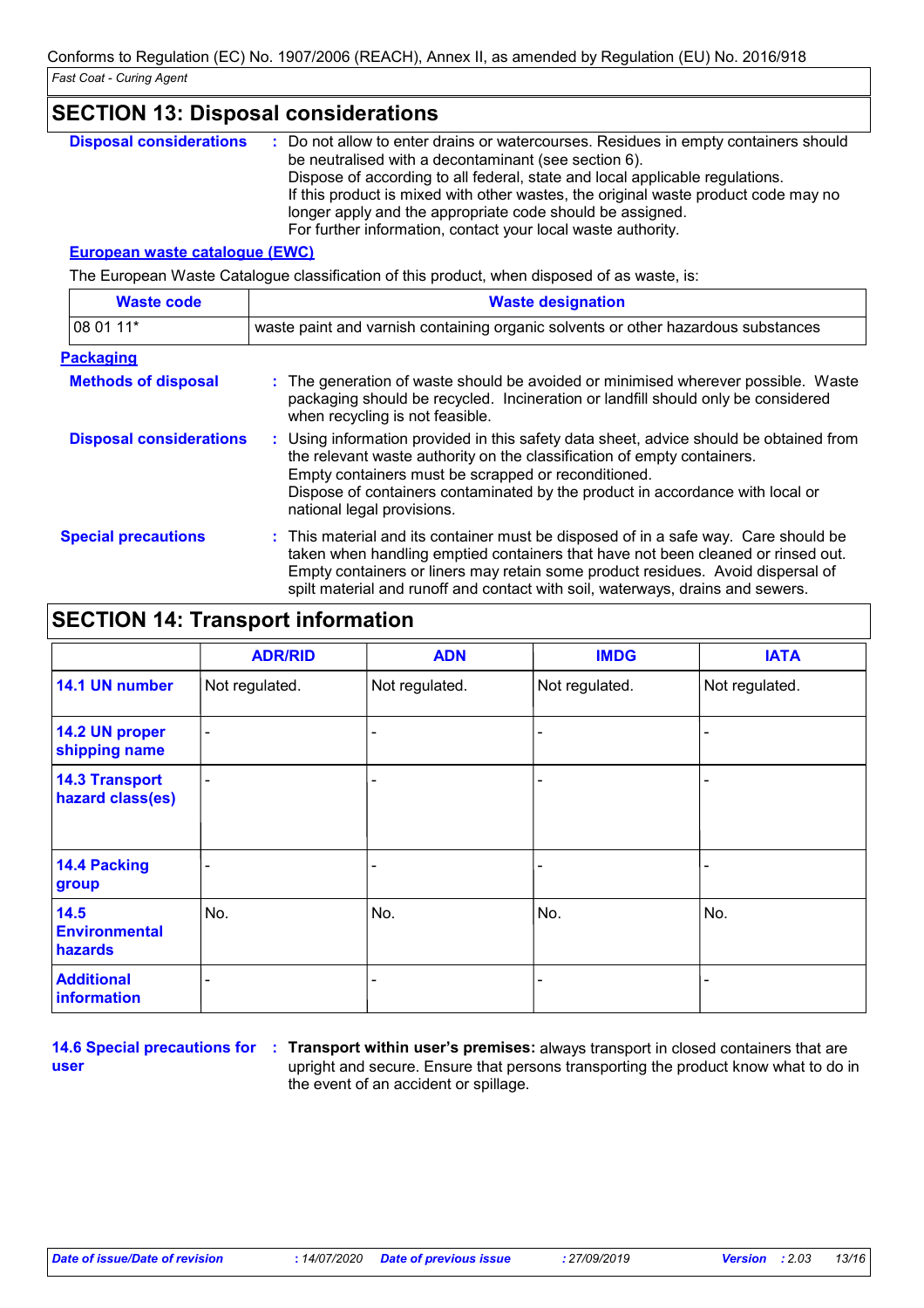## SECTION 13: Disposal considerations

**Disposal considerations** : Do not allow to enter drains or watercourses. Residues in empty containers should be neutralised with a decontaminant (see section 6).
Dispose of according to all federal, state and local applicable regulations.
If this product is mixed with other wastes, the original waste product code may no longer apply and the appropriate code should be assigned.
For further information, contact your local waste authority.

**European waste catalogue (EWC)**

The European Waste Catalogue classification of this product, when disposed of as waste, is:

| Waste code | Waste designation |
|---|---|
| 08 01 11* | waste paint and varnish containing organic solvents or other hazardous substances |

**Packaging**

**Methods of disposal** : The generation of waste should be avoided or minimised wherever possible. Waste packaging should be recycled. Incineration or landfill should only be considered when recycling is not feasible.

**Disposal considerations** : Using information provided in this safety data sheet, advice should be obtained from the relevant waste authority on the classification of empty containers.
Empty containers must be scrapped or reconditioned.
Dispose of containers contaminated by the product in accordance with local or national legal provisions.

**Special precautions** : This material and its container must be disposed of in a safe way. Care should be taken when handling emptied containers that have not been cleaned or rinsed out. Empty containers or liners may retain some product residues. Avoid dispersal of spilt material and runoff and contact with soil, waterways, drains and sewers.

## SECTION 14: Transport information

| | ADR/RID | ADN | IMDG | IATA |
|---|---|---|---|---|
| 14.1 UN number | Not regulated. | Not regulated. | Not regulated. | Not regulated. |
| 14.2 UN proper shipping name | - | - | - | - |
| 14.3 Transport hazard class(es) | - | - | - | - |
| 14.4 Packing group | - | - | - | - |
| 14.5 Environmental hazards | No. | No. | No. | No. |
| Additional information | - | - | - | - |

**14.6 Special precautions for user** : **Transport within user's premises:** always transport in closed containers that are upright and secure. Ensure that persons transporting the product know what to do in the event of an accident or spillage.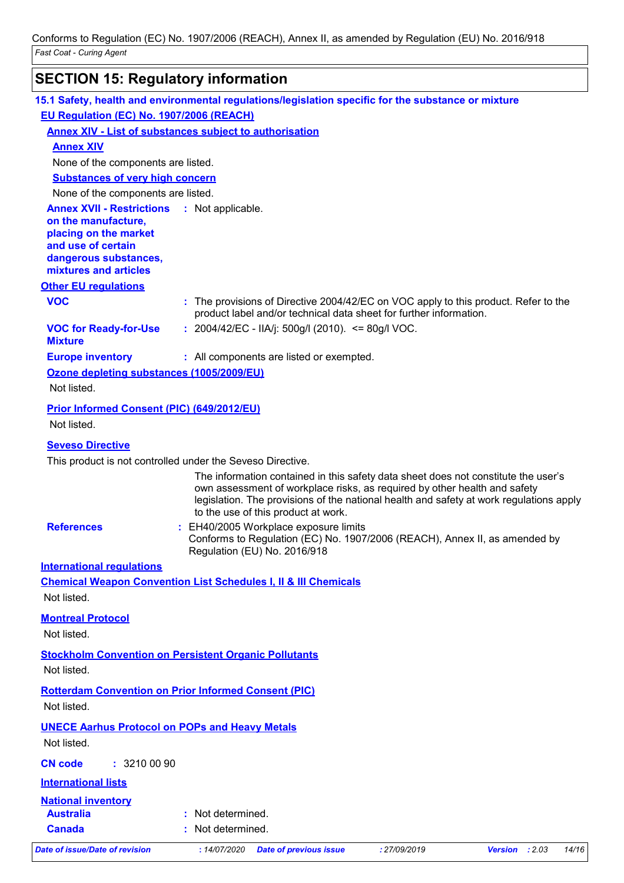## SECTION 15: Regulatory information

### 15.1 Safety, health and environmental regulations/legislation specific for the substance or mixture

**EU Regulation (EC) No. 1907/2006 (REACH)**

**Annex XIV - List of substances subject to authorisation**

**Annex XIV**

None of the components are listed.

**Substances of very high concern**

None of the components are listed.

**Annex XVII - Restrictions on the manufacture, placing on the market and use of certain dangerous substances, mixtures and articles** : Not applicable.

**Other EU regulations**

**VOC** : The provisions of Directive 2004/42/EC on VOC apply to this product. Refer to the product label and/or technical data sheet for further information.

**VOC for Ready-for-Use Mixture** : 2004/42/EC - IIA/j: 500g/l (2010). <= 80g/l VOC.

**Europe inventory** : All components are listed or exempted.

**Ozone depleting substances (1005/2009/EU)**

Not listed.

**Prior Informed Consent (PIC) (649/2012/EU)**

Not listed.

**Seveso Directive**

This product is not controlled under the Seveso Directive.

The information contained in this safety data sheet does not constitute the user's own assessment of workplace risks, as required by other health and safety legislation. The provisions of the national health and safety at work regulations apply to the use of this product at work.

**References** : EH40/2005 Workplace exposure limits
Conforms to Regulation (EC) No. 1907/2006 (REACH), Annex II, as amended by Regulation (EU) No. 2016/918

**International regulations**

**Chemical Weapon Convention List Schedules I, II & III Chemicals**

Not listed.

**Montreal Protocol**

Not listed.

**Stockholm Convention on Persistent Organic Pollutants**

Not listed.

**Rotterdam Convention on Prior Informed Consent (PIC)**

Not listed.

**UNECE Aarhus Protocol on POPs and Heavy Metals**

Not listed.

**CN code** : 3210 00 90

**International lists**

**National inventory**

**Australia** : Not determined.

**Canada** : Not determined.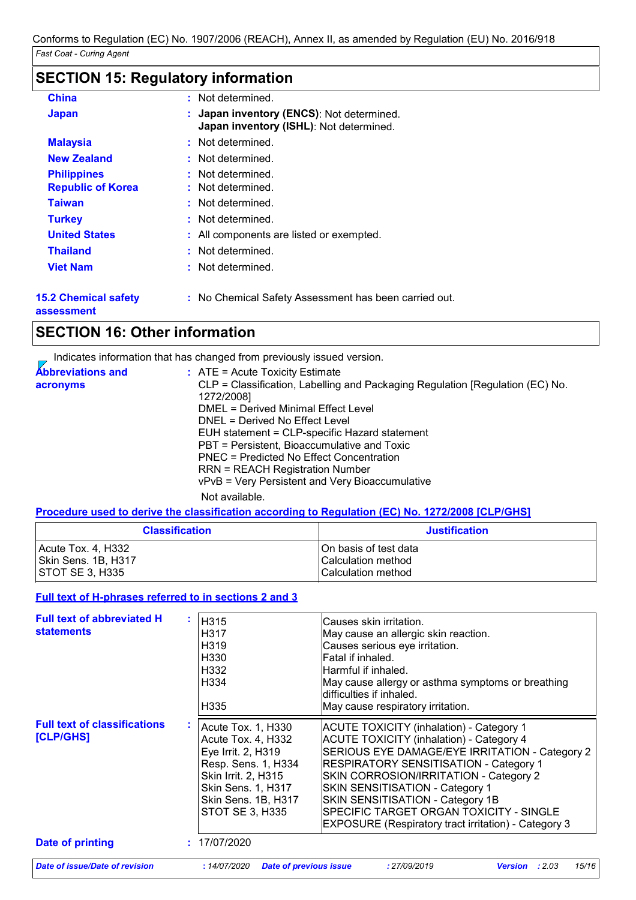## SECTION 15: Regulatory information

| | | |
|---|---|---|
| **China** | : | Not determined. |
| **Japan** | : | **Japan inventory (ENCS)**: Not determined.<br>**Japan inventory (ISHL)**: Not determined. |
| **Malaysia** | : | Not determined. |
| **New Zealand** | : | Not determined. |
| **Philippines** | : | Not determined. |
| **Republic of Korea** | : | Not determined. |
| **Taiwan** | : | Not determined. |
| **Turkey** | : | Not determined. |
| **United States** | : | All components are listed or exempted. |
| **Thailand** | : | Not determined. |
| **Viet Nam** | : | Not determined. |

**15.2 Chemical safety assessment** : No Chemical Safety Assessment has been carried out.

## SECTION 16: Other information

Indicates information that has changed from previously issued version.

**Abbreviations and acronyms** :
ATE = Acute Toxicity Estimate
CLP = Classification, Labelling and Packaging Regulation [Regulation (EC) No. 1272/2008]
DMEL = Derived Minimal Effect Level
DNEL = Derived No Effect Level
EUH statement = CLP-specific Hazard statement
PBT = Persistent, Bioaccumulative and Toxic
PNEC = Predicted No Effect Concentration
RRN = REACH Registration Number
vPvB = Very Persistent and Very Bioaccumulative

Not available.

**Procedure used to derive the classification according to Regulation (EC) No. 1272/2008 [CLP/GHS]**

| Classification | Justification |
|---|---|
| Acute Tox. 4, H332 | On basis of test data |
| Skin Sens. 1B, H317 | Calculation method |
| STOT SE 3, H335 | Calculation method |

**Full text of H-phrases referred to in sections 2 and 3**

**Full text of abbreviated H statements** :

| | |
|---|---|
| H315 | Causes skin irritation. |
| H317 | May cause an allergic skin reaction. |
| H319 | Causes serious eye irritation. |
| H330 | Fatal if inhaled. |
| H332 | Harmful if inhaled. |
| H334 | May cause allergy or asthma symptoms or breathing difficulties if inhaled. |
| H335 | May cause respiratory irritation. |

**Full text of classifications [CLP/GHS]** :

| | |
|---|---|
| Acute Tox. 1, H330 | ACUTE TOXICITY (inhalation) - Category 1 |
| Acute Tox. 4, H332 | ACUTE TOXICITY (inhalation) - Category 4 |
| Eye Irrit. 2, H319 | SERIOUS EYE DAMAGE/EYE IRRITATION - Category 2 |
| Resp. Sens. 1, H334 | RESPIRATORY SENSITIZATION - Category 1 |
| Skin Irrit. 2, H315 | SKIN CORROSION/IRRITATION - Category 2 |
| Skin Sens. 1, H317 | SKIN SENSITIZATION - Category 1 |
| Skin Sens. 1B, H317 | SKIN SENSITIZATION - Category 1B |
| STOT SE 3, H335 | SPECIFIC TARGET ORGAN TOXICITY - SINGLE EXPOSURE (Respiratory tract irritation) - Category 3 |

**Date of printing** : 17/07/2020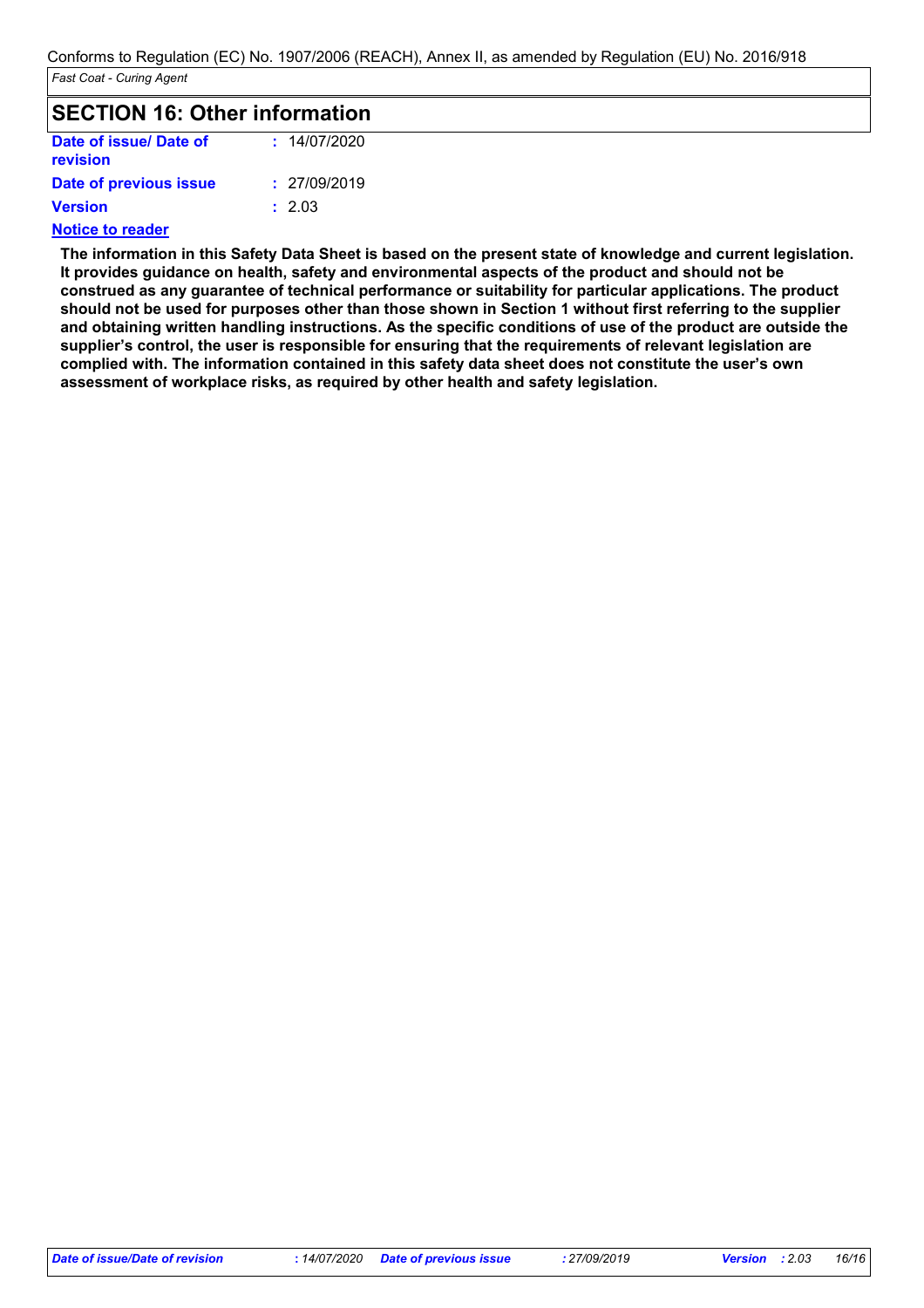## SECTION 16: Other information

| | |
|---|---|
| **Date of issue/ Date of revision** | : 14/07/2020 |
| **Date of previous issue** | : 27/09/2019 |
| **Version** | : 2.03 |

**Notice to reader**

**The information in this Safety Data Sheet is based on the present state of knowledge and current legislation. It provides guidance on health, safety and environmental aspects of the product and should not be construed as any guarantee of technical performance or suitability for particular applications. The product should not be used for purposes other than those shown in Section 1 without first referring to the supplier and obtaining written handling instructions. As the specific conditions of use of the product are outside the supplier's control, the user is responsible for ensuring that the requirements of relevant legislation are complied with. The information contained in this safety data sheet does not constitute the user's own assessment of workplace risks, as required by other health and safety legislation.**